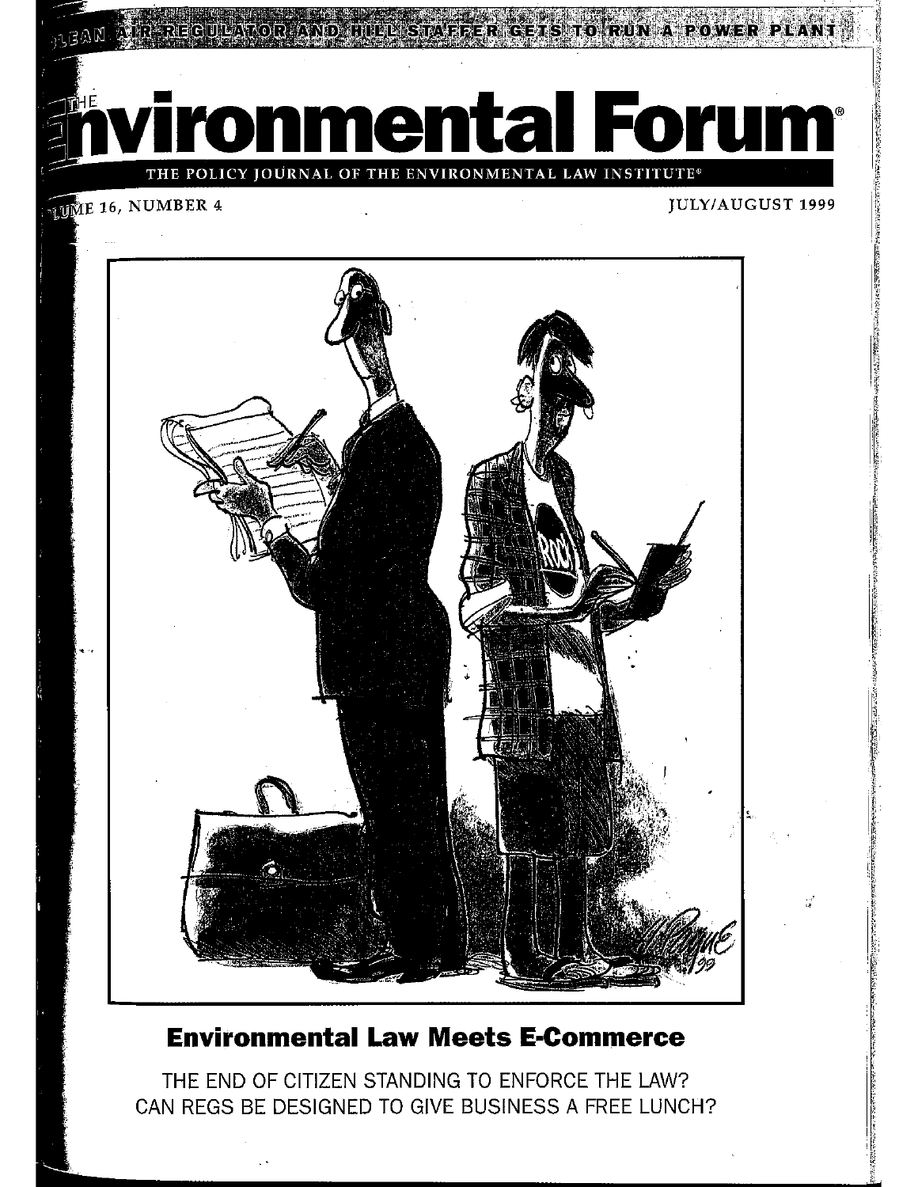CLEAN AIR REGULATOR AND HILL STAFFER GETS TO RUN A POWER PLANT

# THE Environmental Forum®

THE POLICY JOURNAL OF THE ENVIRONMENTAL LAW INSTITUTE®

VOLUME 16, NUMBER 4 JULY/AUGUST 1999

## Environmental Law Meets E-Commerce

THE END OF CITIZEN STANDING TO ENFORCE THE LAW?

CAN REGS BE DESIGNED TO GIVE BUSINESS A FREE LUNCH?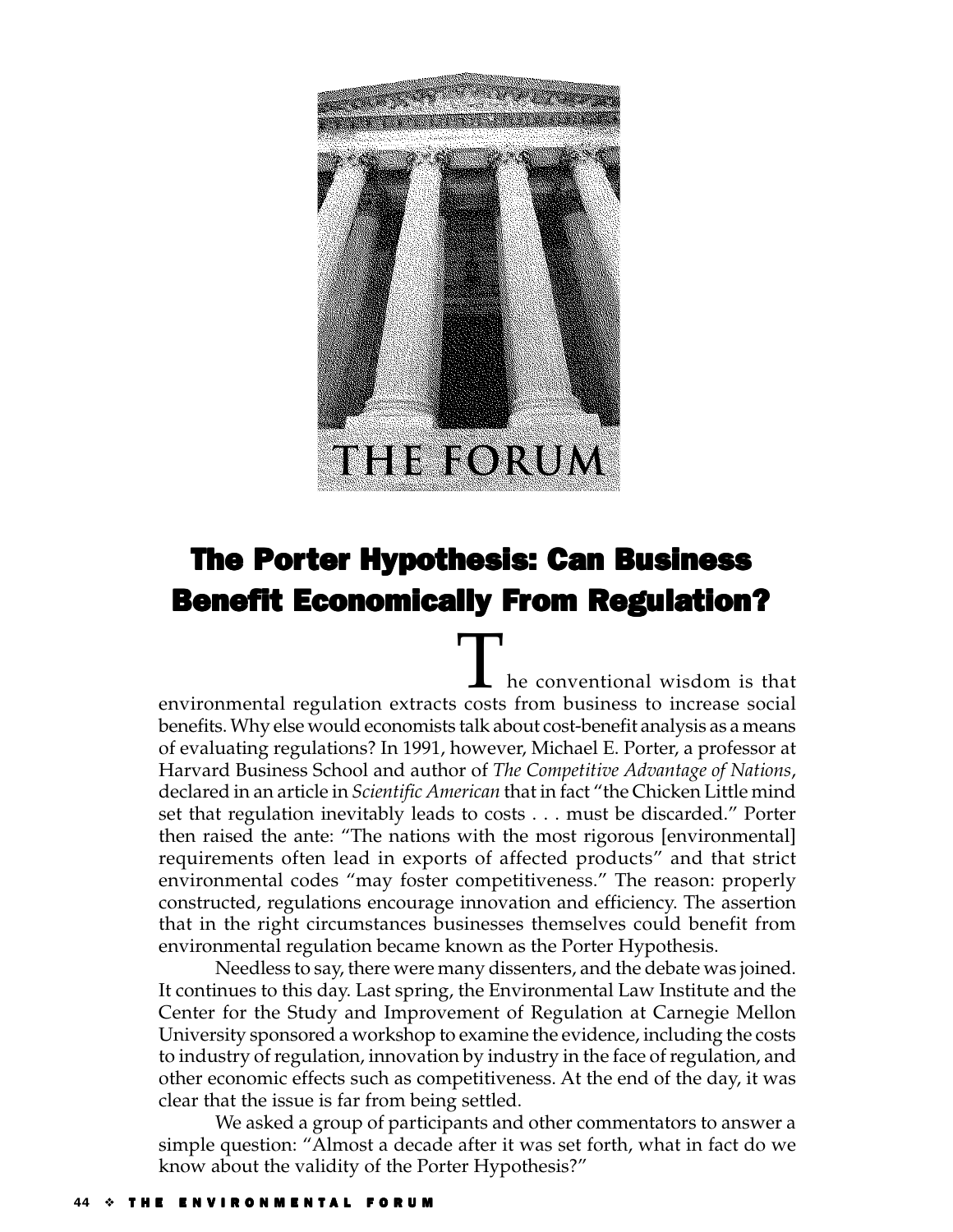THE FORUM

# The Porter Hypothesis: Can Business Benefit Economically From Regulation?

The conventional wisdom is that environmental regulation extracts costs from business to increase social benefits. Why else would economists talk about cost-benefit analysis as a means of evaluating regulations? In 1991, however, Michael E. Porter, a professor at Harvard Business School and author of *The Competitive Advantage of Nations*, declared in an article in *Scientific American* that in fact "the Chicken Little mind set that regulation inevitably leads to costs . . . must be discarded." Porter then raised the ante: "The nations with the most rigorous [environmental] requirements often lead in exports of affected products" and that strict environmental codes "may foster competitiveness." The reason: properly constructed, regulations encourage innovation and efficiency. The assertion that in the right circumstances businesses themselves could benefit from environmental regulation became known as the Porter Hypothesis.

Needless to say, there were many dissenters, and the debate was joined. It continues to this day. Last spring, the Environmental Law Institute and the Center for the Study and Improvement of Regulation at Carnegie Mellon University sponsored a workshop to examine the evidence, including the costs to industry of regulation, innovation by industry in the face of regulation, and other economic effects such as competitiveness. At the end of the day, it was clear that the issue is far from being settled.

We asked a group of participants and other commentators to answer a simple question: "Almost a decade after it was set forth, what in fact do we know about the validity of the Porter Hypothesis?"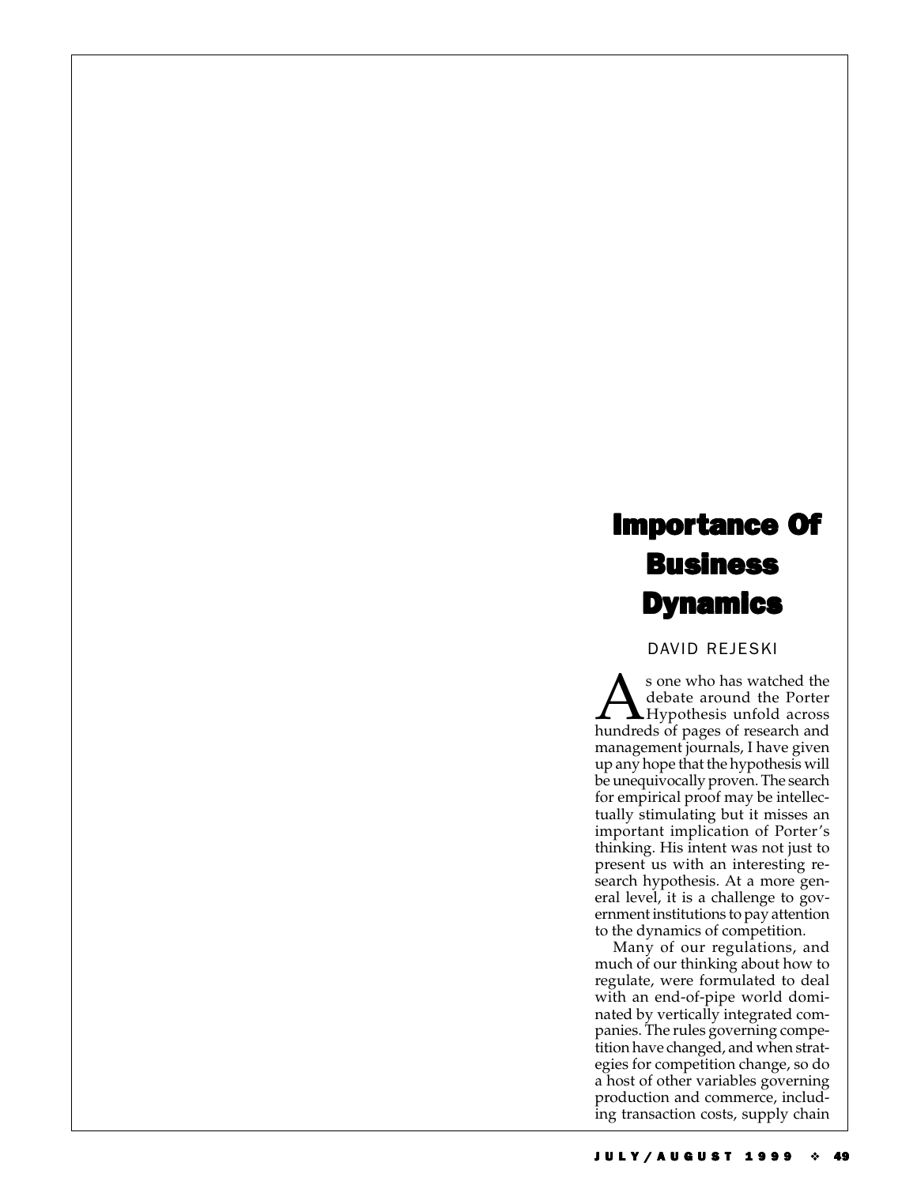# Importance Of Business Dynamics

DAVID REJESKI

As one who has watched the debate around the Porter Hypothesis unfold across hundreds of pages of research and management journals, I have given up any hope that the hypothesis will be unequivocally proven. The search for empirical proof may be intellectually stimulating but it misses an important implication of Porter's thinking. His intent was not just to present us with an interesting research hypothesis. At a more general level, it is a challenge to government institutions to pay attention to the dynamics of competition.

Many of our regulations, and much of our thinking about how to regulate, were formulated to deal with an end-of-pipe world dominated by vertically integrated companies. The rules governing competition have changed, and when strategies for competition change, so do a host of other variables governing production and commerce, including transaction costs, supply chain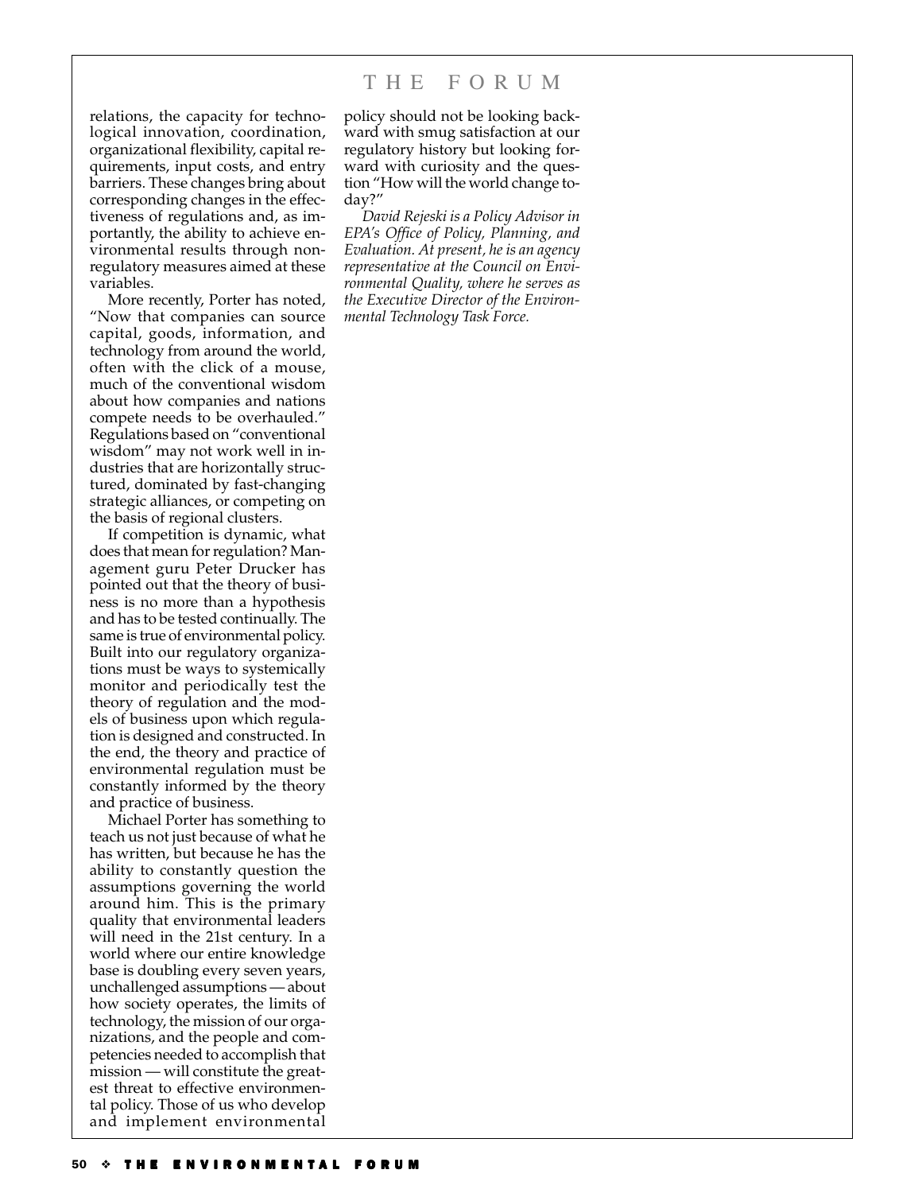relations, the capacity for technological innovation, coordination, organizational flexibility, capital requirements, input costs, and entry barriers. These changes bring about corresponding changes in the effectiveness of regulations and, as importantly, the ability to achieve environmental results through nonregulatory measures aimed at these variables.

More recently, Porter has noted, "Now that companies can source capital, goods, information, and technology from around the world, often with the click of a mouse, much of the conventional wisdom about how companies and nations compete needs to be overhauled." Regulations based on "conventional wisdom" may not work well in industries that are horizontally structured, dominated by fast-changing strategic alliances, or competing on the basis of regional clusters.

If competition is dynamic, what does that mean for regulation? Management guru Peter Drucker has pointed out that the theory of business is no more than a hypothesis and has to be tested continually. The same is true of environmental policy. Built into our regulatory organizations must be ways to systemically monitor and periodically test the theory of regulation and the models of business upon which regulation is designed and constructed. In the end, the theory and practice of environmental regulation must be constantly informed by the theory and practice of business.

Michael Porter has something to teach us not just because of what he has written, but because he has the ability to constantly question the assumptions governing the world around him. This is the primary quality that environmental leaders will need in the 21st century. In a world where our entire knowledge base is doubling every seven years, unchallenged assumptions — about how society operates, the limits of technology, the mission of our organizations, and the people and competencies needed to accomplish that mission — will constitute the greatest threat to effective environmental policy. Those of us who develop and implement environmental policy should not be looking backward with smug satisfaction at our regulatory history but looking forward with curiosity and the question "How will the world change today?"

*David Rejeski is a Policy Advisor in EPA's Office of Policy, Planning, and Evaluation. At present, he is an agency representative at the Council on Environmental Quality, where he serves as the Executive Director of the Environmental Technology Task Force.*